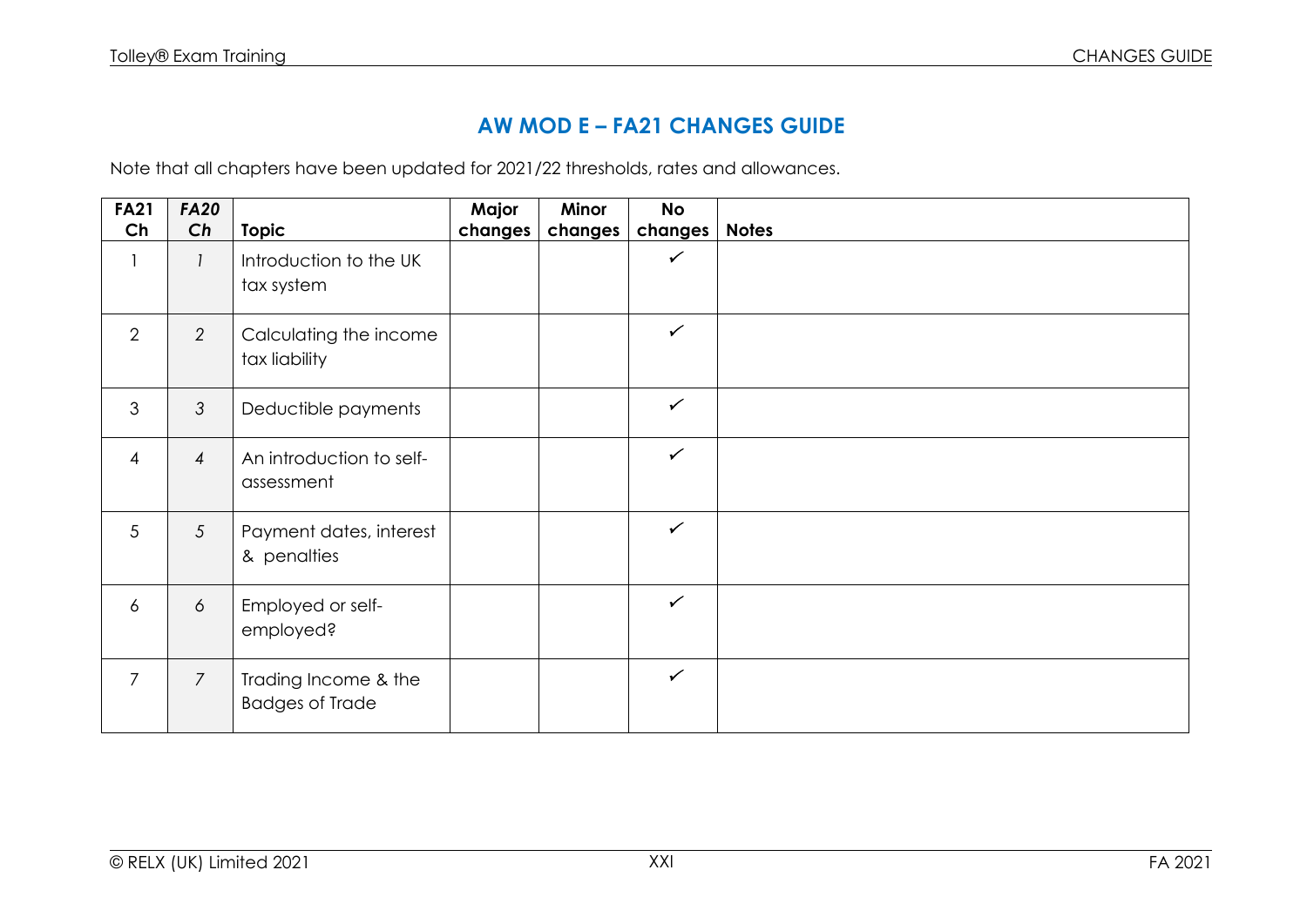# AW MOD E – FA21 CHANGES GUIDE

Note that all chapters have been updated for 2021/22 thresholds, rates and allowances.

| FA21 Ch | *FA20 Ch* | Topic | Major changes | Minor changes | No changes | Notes |
|---|---|---|---|---|---|---|
| 1 | *1* | Introduction to the UK tax system | | | ✓ | |
| 2 | *2* | Calculating the income tax liability | | | ✓ | |
| 3 | *3* | Deductible payments | | | ✓ | |
| 4 | *4* | An introduction to self-assessment | | | ✓ | |
| 5 | *5* | Payment dates, interest & penalties | | | ✓ | |
| 6 | *6* | Employed or self-employed? | | | ✓ | |
| 7 | *7* | Trading Income & the Badges of Trade | | | ✓ | |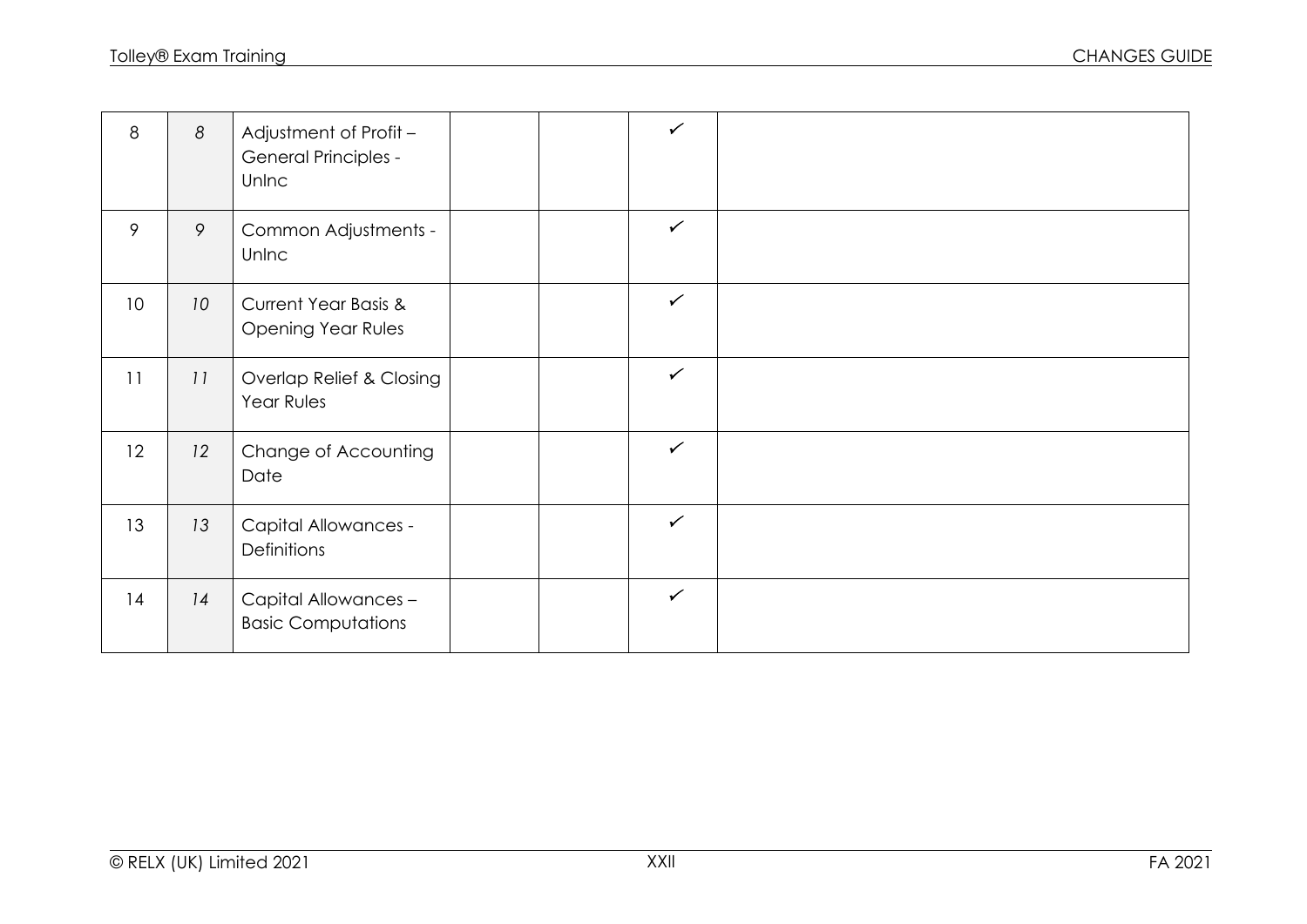| | | | | | | |
|---|---|---|---|---|---|---|
| 8 | *8* | Adjustment of Profit – General Principles - UnInc | | | ✓ | |
| 9 | *9* | Common Adjustments - UnInc | | | ✓ | |
| 10 | *10* | Current Year Basis & Opening Year Rules | | | ✓ | |
| 11 | *11* | Overlap Relief & Closing Year Rules | | | ✓ | |
| 12 | *12* | Change of Accounting Date | | | ✓ | |
| 13 | *13* | Capital Allowances - Definitions | | | ✓ | |
| 14 | *14* | Capital Allowances – Basic Computations | | | ✓ | |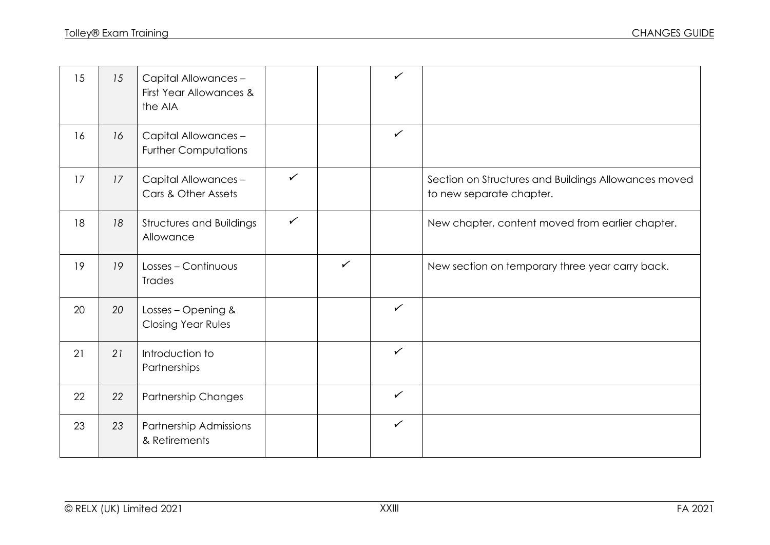| | | | | | | |
|---|---|---|---|---|---|---|
| 15 | *15* | Capital Allowances – First Year Allowances & the AIA | | | ✓ | |
| 16 | *16* | Capital Allowances – Further Computations | | | ✓ | |
| 17 | *17* | Capital Allowances – Cars & Other Assets | ✓ | | | Section on Structures and Buildings Allowances moved to new separate chapter. |
| 18 | *18* | Structures and Buildings Allowance | ✓ | | | New chapter, content moved from earlier chapter. |
| 19 | *19* | Losses – Continuous Trades | | ✓ | | New section on temporary three year carry back. |
| 20 | *20* | Losses – Opening & Closing Year Rules | | | ✓ | |
| 21 | *21* | Introduction to Partnerships | | | ✓ | |
| 22 | *22* | Partnership Changes | | | ✓ | |
| 23 | *23* | Partnership Admissions & Retirements | | | ✓ | |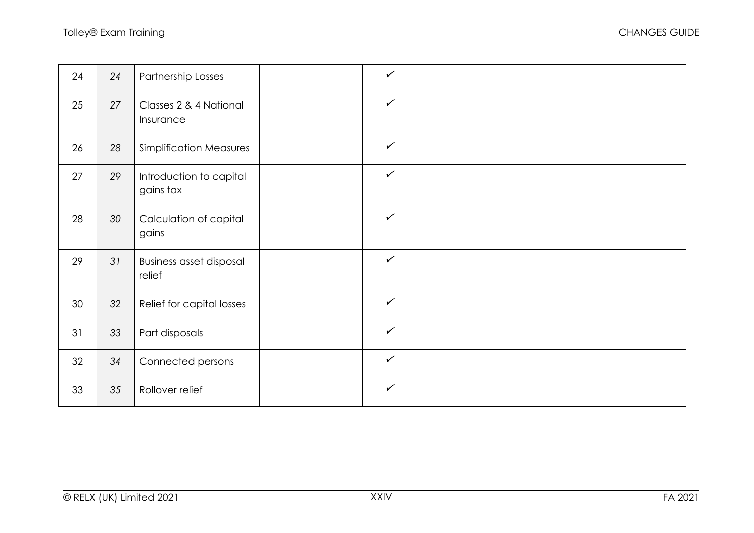| | | | | | | |
|---|---|---|---|---|---|---|
| 24 | 24 | Partnership Losses | | | ✓ | |
| 25 | 27 | Classes 2 & 4 National Insurance | | | ✓ | |
| 26 | 28 | Simplification Measures | | | ✓ | |
| 27 | 29 | Introduction to capital gains tax | | | ✓ | |
| 28 | 30 | Calculation of capital gains | | | ✓ | |
| 29 | 31 | Business asset disposal relief | | | ✓ | |
| 30 | 32 | Relief for capital losses | | | ✓ | |
| 31 | 33 | Part disposals | | | ✓ | |
| 32 | 34 | Connected persons | | | ✓ | |
| 33 | 35 | Rollover relief | | | ✓ | |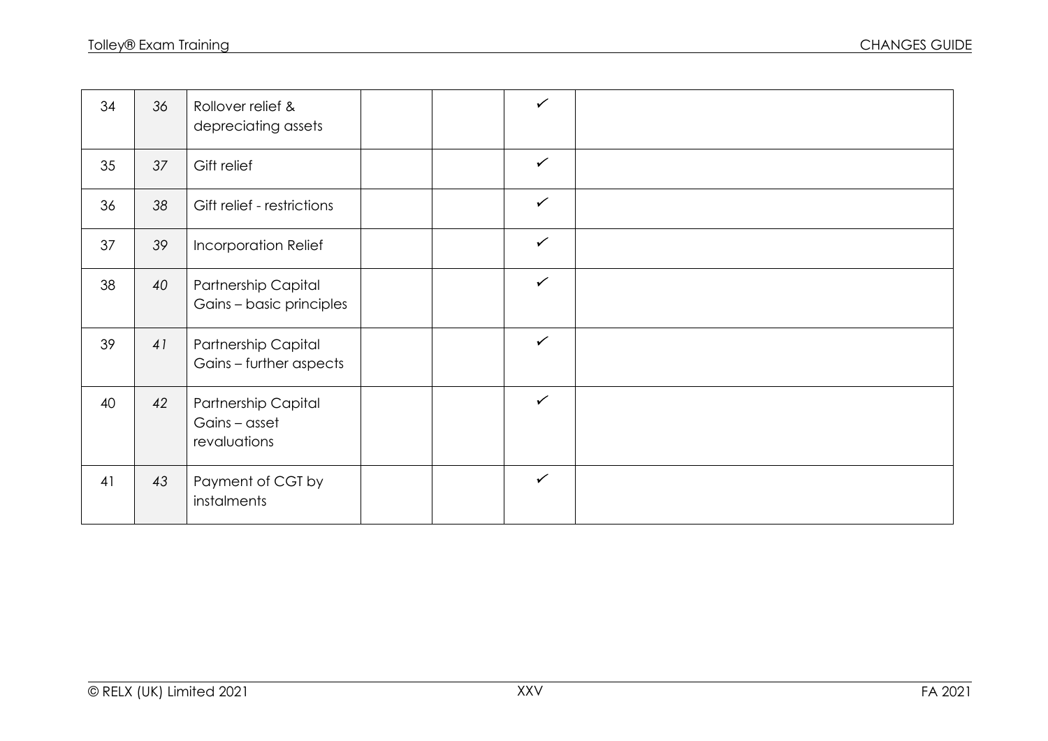| | | | | | | |
|---|---|---|---|---|---|---|
| 34 | 36 | Rollover relief & depreciating assets | | | ✓ | |
| 35 | 37 | Gift relief | | | ✓ | |
| 36 | 38 | Gift relief - restrictions | | | ✓ | |
| 37 | 39 | Incorporation Relief | | | ✓ | |
| 38 | 40 | Partnership Capital Gains – basic principles | | | ✓ | |
| 39 | 41 | Partnership Capital Gains – further aspects | | | ✓ | |
| 40 | 42 | Partnership Capital Gains – asset revaluations | | | ✓ | |
| 41 | 43 | Payment of CGT by instalments | | | ✓ | |